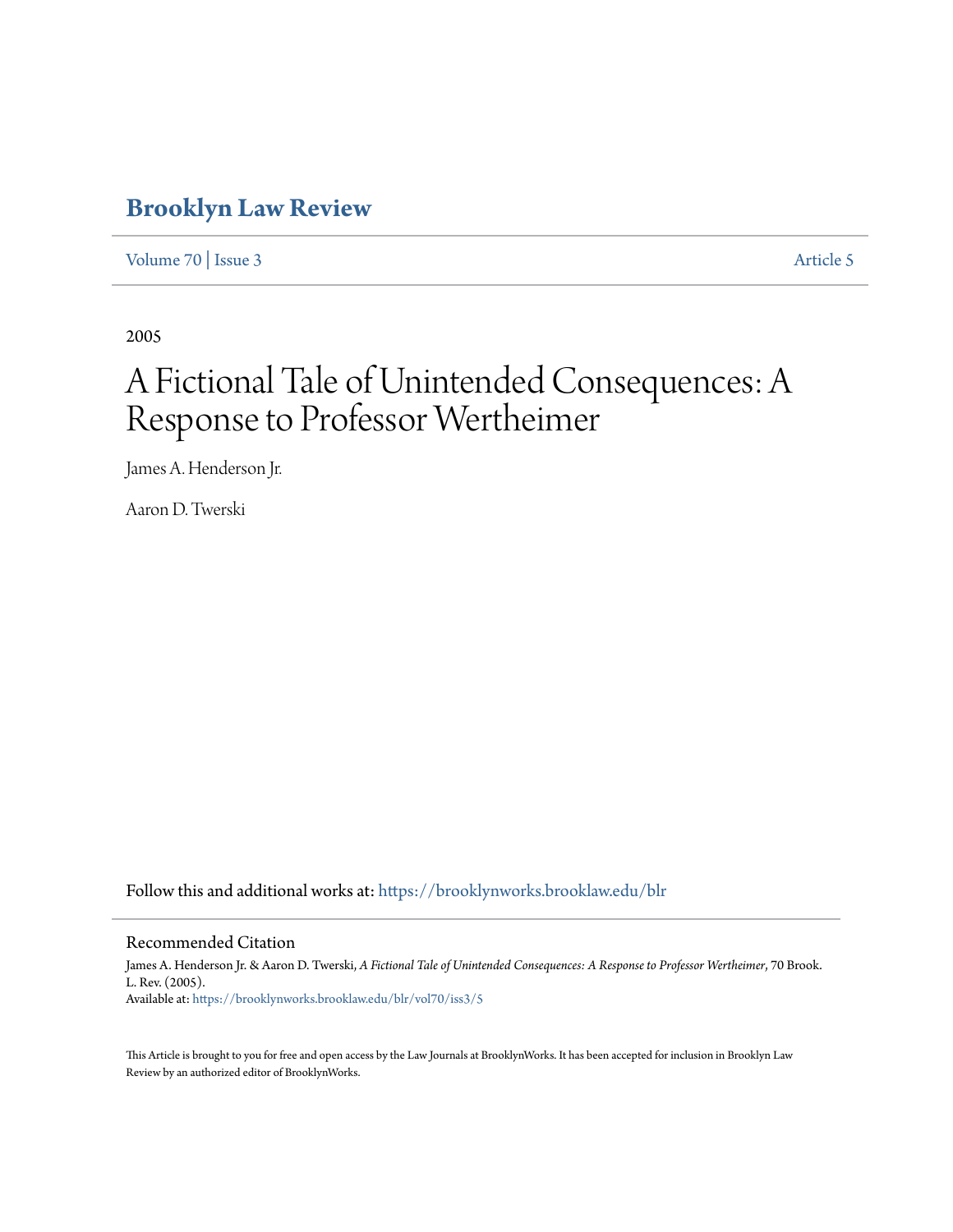# Brooklyn Law Review

Volume 70 | Issue 3 Article 5

2005

# A Fictional Tale of Unintended Consequences: A Response to Professor Wertheimer

James A. Henderson Jr.

Aaron D. Twerski

Follow this and additional works at: https://brooklynworks.brooklaw.edu/blr

## Recommended Citation

James A. Henderson Jr. & Aaron D. Twerski, *A Fictional Tale of Unintended Consequences: A Response to Professor Wertheimer*, 70 Brook. L. Rev. (2005).
Available at: https://brooklynworks.brooklaw.edu/blr/vol70/iss3/5

This Article is brought to you for free and open access by the Law Journals at BrooklynWorks. It has been accepted for inclusion in Brooklyn Law Review by an authorized editor of BrooklynWorks.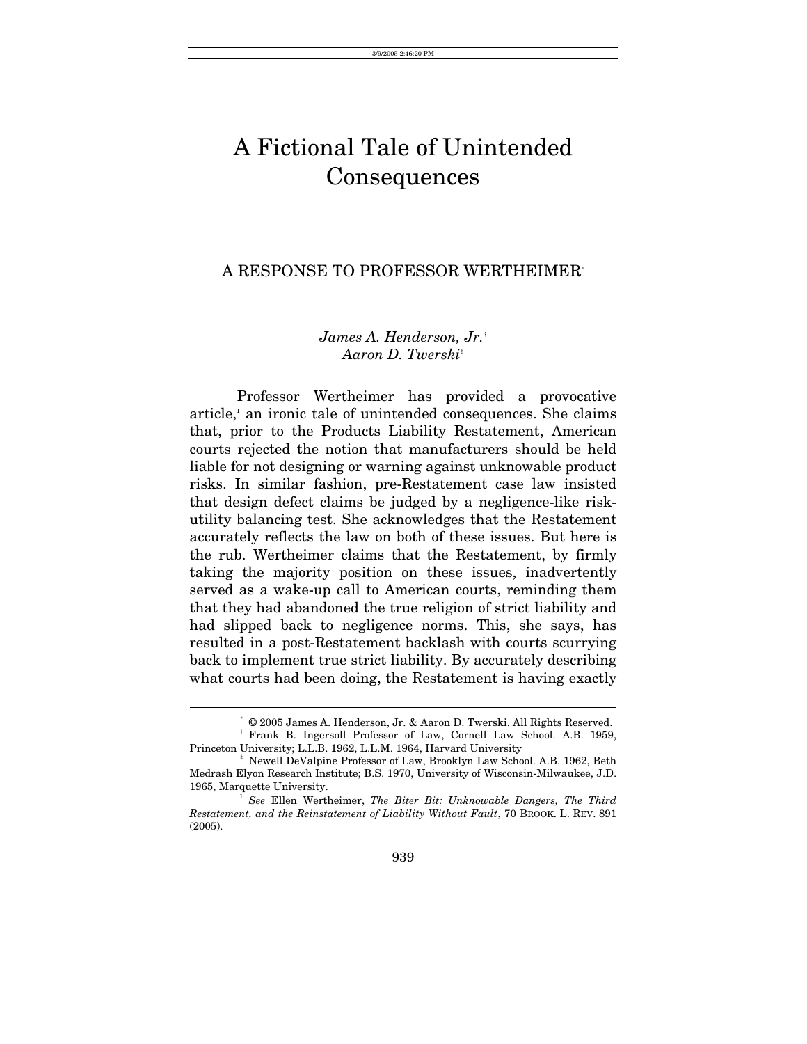# A Fictional Tale of Unintended Consequences

## A RESPONSE TO PROFESSOR WERTHEIMER[*]

*James A. Henderson, Jr.*[†]
*Aaron D. Twerski*[‡]

Professor Wertheimer has provided a provocative article,[1] an ironic tale of unintended consequences. She claims that, prior to the Products Liability Restatement, American courts rejected the notion that manufacturers should be held liable for not designing or warning against unknowable product risks. In similar fashion, pre-Restatement case law insisted that design defect claims be judged by a negligence-like risk-utility balancing test. She acknowledges that the Restatement accurately reflects the law on both of these issues. But here is the rub. Wertheimer claims that the Restatement, by firmly taking the majority position on these issues, inadvertently served as a wake-up call to American courts, reminding them that they had abandoned the true religion of strict liability and had slipped back to negligence norms. This, she says, has resulted in a post-Restatement backlash with courts scurrying back to implement true strict liability. By accurately describing what courts had been doing, the Restatement is having exactly

---

[*] © 2005 James A. Henderson, Jr. & Aaron D. Twerski. All Rights Reserved.

[†] Frank B. Ingersoll Professor of Law, Cornell Law School. A.B. 1959, Princeton University; L.L.B. 1962, L.L.M. 1964, Harvard University

[‡] Newell DeValpine Professor of Law, Brooklyn Law School. A.B. 1962, Beth Medrash Elyon Research Institute; B.S. 1970, University of Wisconsin-Milwaukee, J.D. 1965, Marquette University.

[1] *See* Ellen Wertheimer, *The Biter Bit: Unknowable Dangers, The Third Restatement, and the Reinstatement of Liability Without Fault*, 70 BROOK. L. REV. 891 (2005).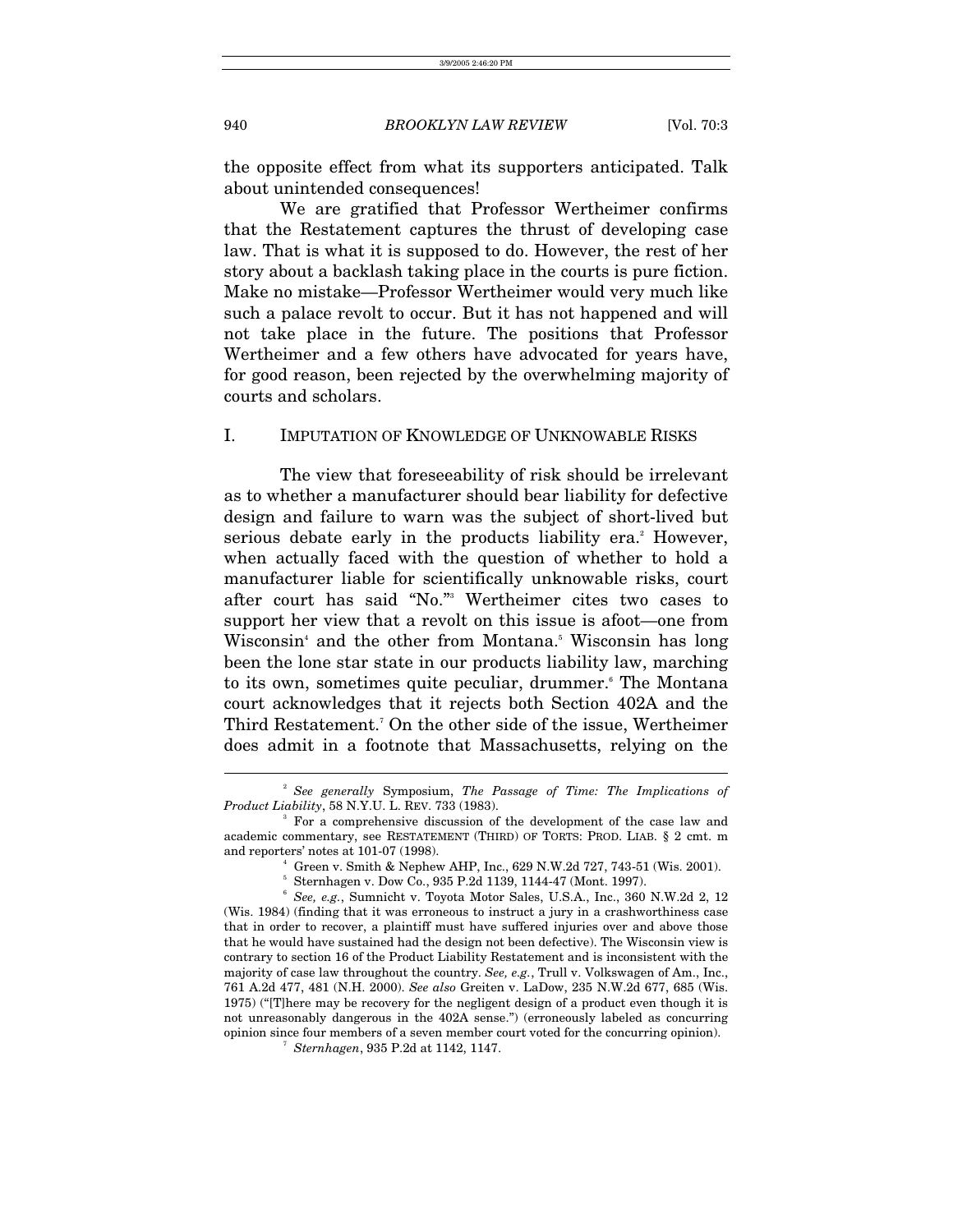the opposite effect from what its supporters anticipated. Talk about unintended consequences!

We are gratified that Professor Wertheimer confirms that the Restatement captures the thrust of developing case law. That is what it is supposed to do. However, the rest of her story about a backlash taking place in the courts is pure fiction. Make no mistake—Professor Wertheimer would very much like such a palace revolt to occur. But it has not happened and will not take place in the future. The positions that Professor Wertheimer and a few others have advocated for years have, for good reason, been rejected by the overwhelming majority of courts and scholars.

## I. IMPUTATION OF KNOWLEDGE OF UNKNOWABLE RISKS

The view that foreseeability of risk should be irrelevant as to whether a manufacturer should bear liability for defective design and failure to warn was the subject of short-lived but serious debate early in the products liability era.[2] However, when actually faced with the question of whether to hold a manufacturer liable for scientifically unknowable risks, court after court has said "No."[3] Wertheimer cites two cases to support her view that a revolt on this issue is afoot—one from Wisconsin[4] and the other from Montana.[5] Wisconsin has long been the lone star state in our products liability law, marching to its own, sometimes quite peculiar, drummer.[6] The Montana court acknowledges that it rejects both Section 402A and the Third Restatement.[7] On the other side of the issue, Wertheimer does admit in a footnote that Massachusetts, relying on the

---

[2] *See generally* Symposium, *The Passage of Time: The Implications of Product Liability*, 58 N.Y.U. L. REV. 733 (1983).

[3] For a comprehensive discussion of the development of the case law and academic commentary, see RESTATEMENT (THIRD) OF TORTS: PROD. LIAB. § 2 cmt. m and reporters' notes at 101-07 (1998).

[4] Green v. Smith & Nephew AHP, Inc., 629 N.W.2d 727, 743-51 (Wis. 2001).

[5] Sternhagen v. Dow Co., 935 P.2d 1139, 1144-47 (Mont. 1997).

[6] *See, e.g.*, Sumnicht v. Toyota Motor Sales, U.S.A., Inc., 360 N.W.2d 2, 12 (Wis. 1984) (finding that it was erroneous to instruct a jury in a crashworthiness case that in order to recover, a plaintiff must have suffered injuries over and above those that he would have sustained had the design not been defective). The Wisconsin view is contrary to section 16 of the Product Liability Restatement and is inconsistent with the majority of case law throughout the country. *See, e.g.*, Trull v. Volkswagen of Am., Inc., 761 A.2d 477, 481 (N.H. 2000). *See also* Greiten v. LaDow, 235 N.W.2d 677, 685 (Wis. 1975) ("[T]here may be recovery for the negligent design of a product even though it is not unreasonably dangerous in the 402A sense.") (erroneously labeled as concurring opinion since four members of a seven member court voted for the concurring opinion).

[7] *Sternhagen*, 935 P.2d at 1142, 1147.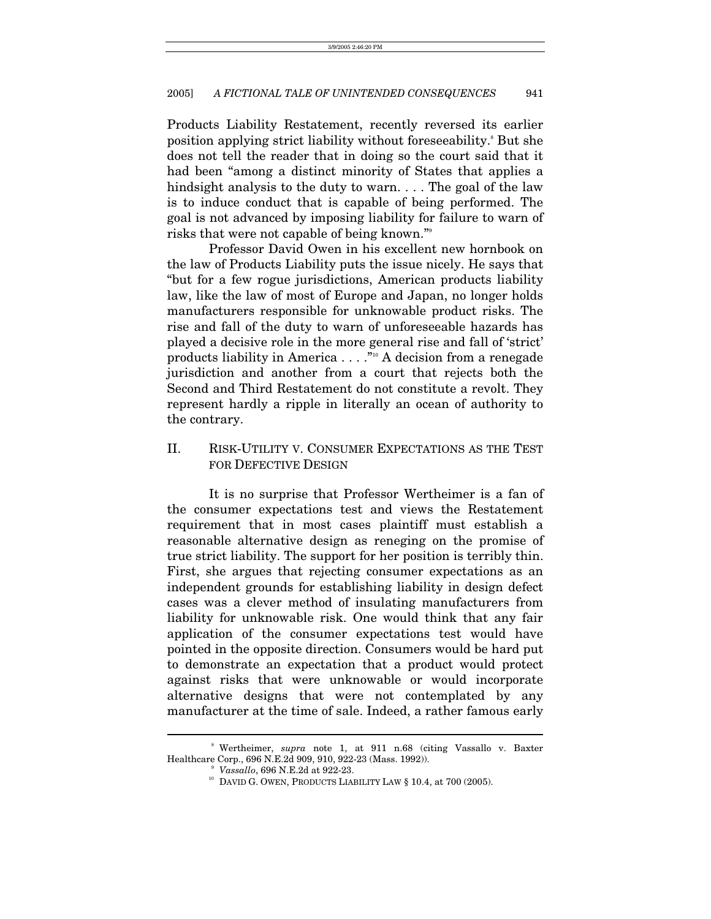Products Liability Restatement, recently reversed its earlier position applying strict liability without foreseeability.[8] But she does not tell the reader that in doing so the court said that it had been "among a distinct minority of States that applies a hindsight analysis to the duty to warn. . . . The goal of the law is to induce conduct that is capable of being performed. The goal is not advanced by imposing liability for failure to warn of risks that were not capable of being known."[9]

Professor David Owen in his excellent new hornbook on the law of Products Liability puts the issue nicely. He says that "but for a few rogue jurisdictions, American products liability law, like the law of most of Europe and Japan, no longer holds manufacturers responsible for unknowable product risks. The rise and fall of the duty to warn of unforeseeable hazards has played a decisive role in the more general rise and fall of 'strict' products liability in America . . . ."[10] A decision from a renegade jurisdiction and another from a court that rejects both the Second and Third Restatement do not constitute a revolt. They represent hardly a ripple in literally an ocean of authority to the contrary.

## II. RISK-UTILITY V. CONSUMER EXPECTATIONS AS THE TEST FOR DEFECTIVE DESIGN

It is no surprise that Professor Wertheimer is a fan of the consumer expectations test and views the Restatement requirement that in most cases plaintiff must establish a reasonable alternative design as reneging on the promise of true strict liability. The support for her position is terribly thin. First, she argues that rejecting consumer expectations as an independent grounds for establishing liability in design defect cases was a clever method of insulating manufacturers from liability for unknowable risk. One would think that any fair application of the consumer expectations test would have pointed in the opposite direction. Consumers would be hard put to demonstrate an expectation that a product would protect against risks that were unknowable or would incorporate alternative designs that were not contemplated by any manufacturer at the time of sale. Indeed, a rather famous early

---

[8] Wertheimer, *supra* note 1, at 911 n.68 (citing Vassallo v. Baxter Healthcare Corp., 696 N.E.2d 909, 910, 922-23 (Mass. 1992)).

[9] *Vassallo*, 696 N.E.2d at 922-23.

[10] DAVID G. OWEN, PRODUCTS LIABILITY LAW § 10.4, at 700 (2005).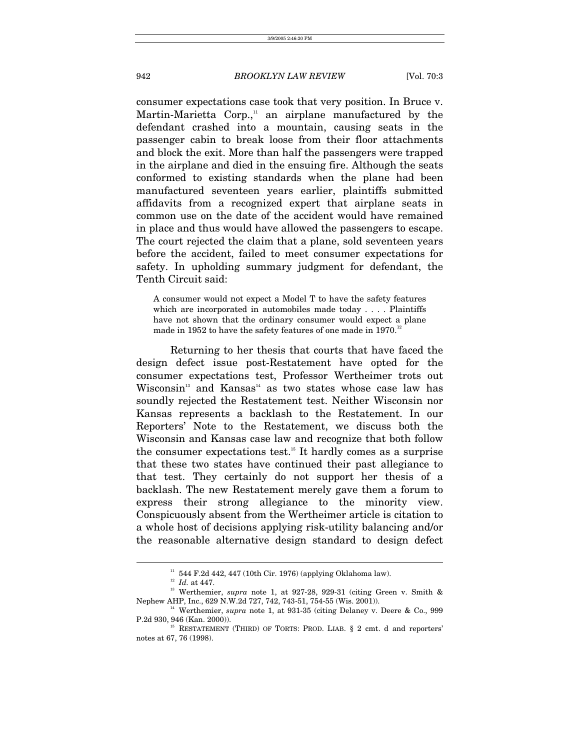consumer expectations case took that very position. In Bruce v. Martin-Marietta Corp.,[11] an airplane manufactured by the defendant crashed into a mountain, causing seats in the passenger cabin to break loose from their floor attachments and block the exit. More than half the passengers were trapped in the airplane and died in the ensuing fire. Although the seats conformed to existing standards when the plane had been manufactured seventeen years earlier, plaintiffs submitted affidavits from a recognized expert that airplane seats in common use on the date of the accident would have remained in place and thus would have allowed the passengers to escape. The court rejected the claim that a plane, sold seventeen years before the accident, failed to meet consumer expectations for safety. In upholding summary judgment for defendant, the Tenth Circuit said:

> A consumer would not expect a Model T to have the safety features which are incorporated in automobiles made today . . . . Plaintiffs have not shown that the ordinary consumer would expect a plane made in 1952 to have the safety features of one made in 1970.[12]

Returning to her thesis that courts that have faced the design defect issue post-Restatement have opted for the consumer expectations test, Professor Wertheimer trots out Wisconsin[13] and Kansas[14] as two states whose case law has soundly rejected the Restatement test. Neither Wisconsin nor Kansas represents a backlash to the Restatement. In our Reporters' Note to the Restatement, we discuss both the Wisconsin and Kansas case law and recognize that both follow the consumer expectations test.[15] It hardly comes as a surprise that these two states have continued their past allegiance to that test. They certainly do not support her thesis of a backlash. The new Restatement merely gave them a forum to express their strong allegiance to the minority view. Conspicuously absent from the Wertheimer article is citation to a whole host of decisions applying risk-utility balancing and/or the reasonable alternative design standard to design defect

---

[11] 544 F.2d 442, 447 (10th Cir. 1976) (applying Oklahoma law).

[12] *Id.* at 447.

[13] Werthemier, *supra* note 1, at 927-28, 929-31 (citing Green v. Smith & Nephew AHP, Inc., 629 N.W.2d 727, 742, 743-51, 754-55 (Wis. 2001)).

[14] Werthemier, *supra* note 1, at 931-35 (citing Delaney v. Deere & Co., 999 P.2d 930, 946 (Kan. 2000)).

[15] RESTATEMENT (THIRD) OF TORTS: PROD. LIAB. § 2 cmt. d and reporters' notes at 67, 76 (1998).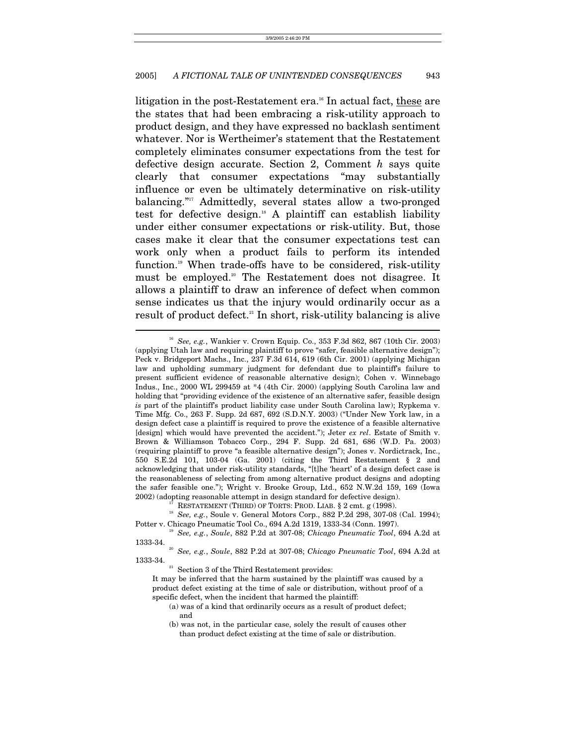litigation in the post-Restatement era.[16] In actual fact, these are the states that had been embracing a risk-utility approach to product design, and they have expressed no backlash sentiment whatever. Nor is Wertheimer's statement that the Restatement completely eliminates consumer expectations from the test for defective design accurate. Section 2, Comment *h* says quite clearly that consumer expectations "may substantially influence or even be ultimately determinative on risk-utility balancing."[17] Admittedly, several states allow a two-pronged test for defective design.[18] A plaintiff can establish liability under either consumer expectations or risk-utility. But, those cases make it clear that the consumer expectations test can work only when a product fails to perform its intended function.[19] When trade-offs have to be considered, risk-utility must be employed.[20] The Restatement does not disagree. It allows a plaintiff to draw an inference of defect when common sense indicates us that the injury would ordinarily occur as a result of product defect.[21] In short, risk-utility balancing is alive

---

[16] *See, e.g.*, Wankier v. Crown Equip. Co., 353 F.3d 862, 867 (10th Cir. 2003) (applying Utah law and requiring plaintiff to prove "safer, feasible alternative design"); Peck v. Bridgeport Machs., Inc., 237 F.3d 614, 619 (6th Cir. 2001) (applying Michigan law and upholding summary judgment for defendant due to plaintiff's failure to present sufficient evidence of reasonable alternative design); Cohen v. Winnebago Indus., Inc., 2000 WL 299459 at *4 (4th Cir. 2000) (applying South Carolina law and holding that "providing evidence of the existence of an alternative safer, feasible design *is* part of the plaintiff's product liability case under South Carolina law); Rypkema v. Time Mfg. Co., 263 F. Supp. 2d 687, 692 (S.D.N.Y. 2003) ("Under New York law, in a design defect case a plaintiff is required to prove the existence of a feasible alternative [design] which would have prevented the accident."); Jeter *ex rel*. Estate of Smith v. Brown & Williamson Tobacco Corp., 294 F. Supp. 2d 681, 686 (W.D. Pa. 2003) (requiring plaintiff to prove "a feasible alternative design"); Jones v. Nordictrack, Inc., 550 S.E.2d 101, 103-04 (Ga. 2001) (citing the Third Restatement § 2 and acknowledging that under risk-utility standards, "[t]he 'heart' of a design defect case is the reasonableness of selecting from among alternative product designs and adopting the safer feasible one."); Wright v. Brooke Group, Ltd., 652 N.W.2d 159, 169 (Iowa 2002) (adopting reasonable attempt in design standard for defective design).

[17] RESTATEMENT (THIRD) OF TORTS: PROD. LIAB. § 2 cmt. g (1998).

[18] *See, e.g.*, Soule v. General Motors Corp., 882 P.2d 298, 307-08 (Cal. 1994); Potter v. Chicago Pneumatic Tool Co., 694 A.2d 1319, 1333-34 (Conn. 1997).

[19] *See, e.g.*, *Soule*, 882 P.2d at 307-08; *Chicago Pneumatic Tool*, 694 A.2d at 1333-34.

[20] *See, e.g.*, *Soule*, 882 P.2d at 307-08; *Chicago Pneumatic Tool*, 694 A.2d at 1333-34.

[21] Section 3 of the Third Restatement provides:

> It may be inferred that the harm sustained by the plaintiff was caused by a product defect existing at the time of sale or distribution, without proof of a specific defect, when the incident that harmed the plaintiff:
>
> (a) was of a kind that ordinarily occurs as a result of product defect; and
>
> (b) was not, in the particular case, solely the result of causes other than product defect existing at the time of sale or distribution.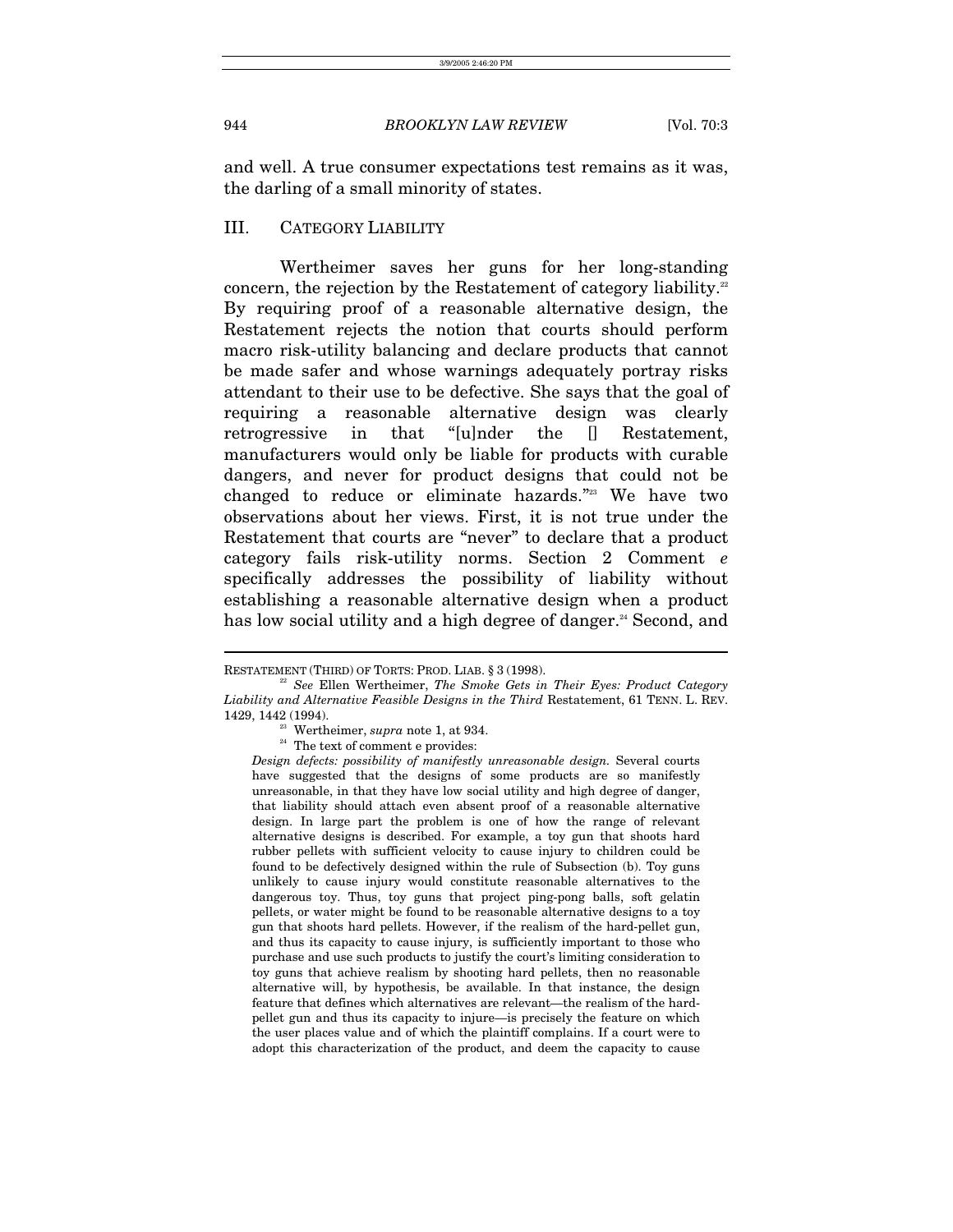and well. A true consumer expectations test remains as it was, the darling of a small minority of states.

## III. CATEGORY LIABILITY

Wertheimer saves her guns for her long-standing concern, the rejection by the Restatement of category liability.[22] By requiring proof of a reasonable alternative design, the Restatement rejects the notion that courts should perform macro risk-utility balancing and declare products that cannot be made safer and whose warnings adequately portray risks attendant to their use to be defective. She says that the goal of requiring a reasonable alternative design was clearly retrogressive in that "[u]nder the [] Restatement, manufacturers would only be liable for products with curable dangers, and never for product designs that could not be changed to reduce or eliminate hazards."[23] We have two observations about her views. First, it is not true under the Restatement that courts are "never" to declare that a product category fails risk-utility norms. Section 2 Comment *e* specifically addresses the possibility of liability without establishing a reasonable alternative design when a product has low social utility and a high degree of danger.[24] Second, and

---

RESTATEMENT (THIRD) OF TORTS: PROD. LIAB. § 3 (1998).

[22] *See* Ellen Wertheimer, *The Smoke Gets in Their Eyes: Product Category Liability and Alternative Feasible Designs in the Third* Restatement, 61 TENN. L. REV. 1429, 1442 (1994).

[23] Wertheimer, *supra* note 1, at 934.

[24] The text of comment e provides:

> *Design defects: possibility of manifestly unreasonable design.* Several courts have suggested that the designs of some products are so manifestly unreasonable, in that they have low social utility and high degree of danger, that liability should attach even absent proof of a reasonable alternative design. In large part the problem is one of how the range of relevant alternative designs is described. For example, a toy gun that shoots hard rubber pellets with sufficient velocity to cause injury to children could be found to be defectively designed within the rule of Subsection (b). Toy guns unlikely to cause injury would constitute reasonable alternatives to the dangerous toy. Thus, toy guns that project ping-pong balls, soft gelatin pellets, or water might be found to be reasonable alternative designs to a toy gun that shoots hard pellets. However, if the realism of the hard-pellet gun, and thus its capacity to cause injury, is sufficiently important to those who purchase and use such products to justify the court's limiting consideration to toy guns that achieve realism by shooting hard pellets, then no reasonable alternative will, by hypothesis, be available. In that instance, the design feature that defines which alternatives are relevant—the realism of the hard-pellet gun and thus its capacity to injure—is precisely the feature on which the user places value and of which the plaintiff complains. If a court were to adopt this characterization of the product, and deem the capacity to cause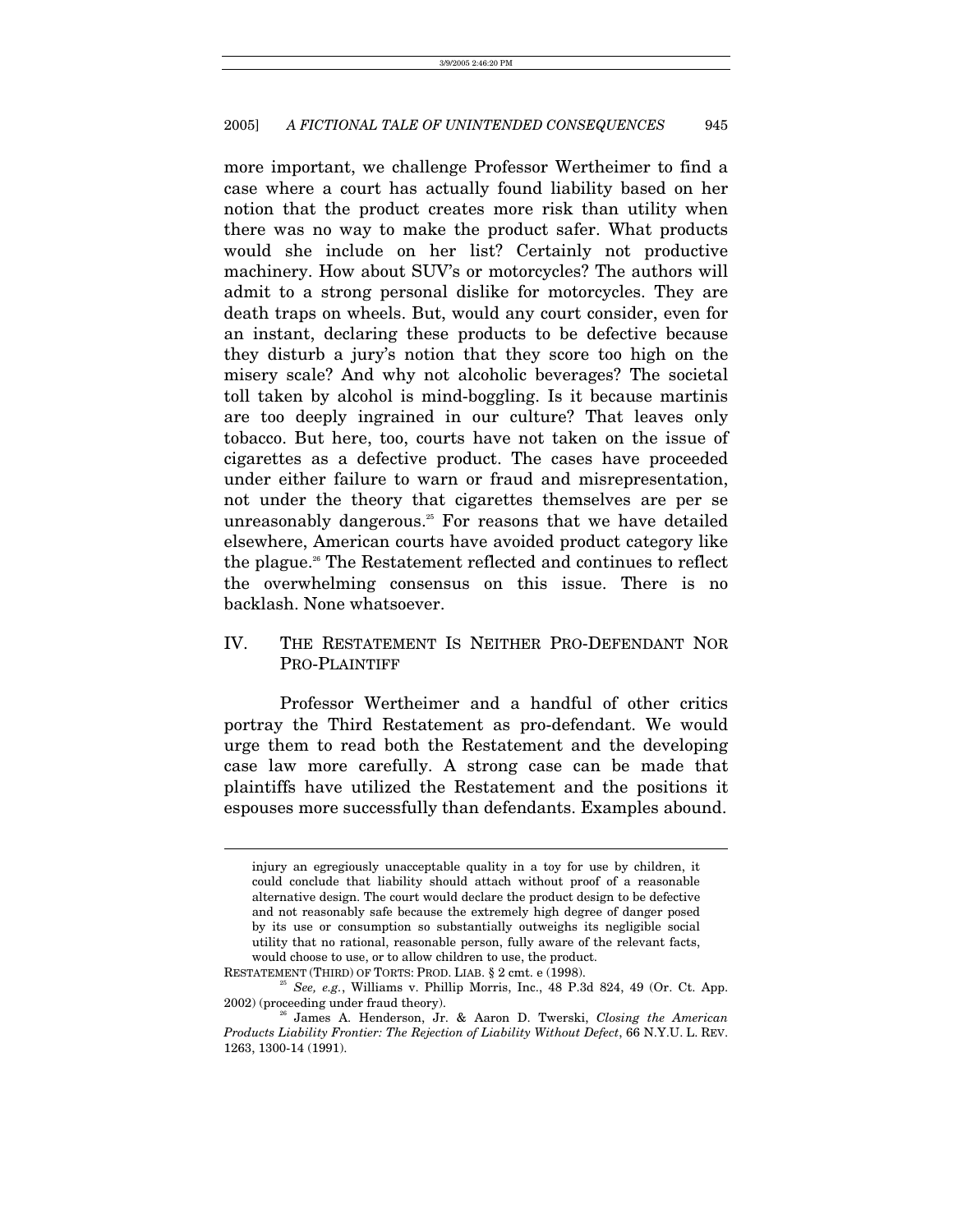more important, we challenge Professor Wertheimer to find a case where a court has actually found liability based on her notion that the product creates more risk than utility when there was no way to make the product safer. What products would she include on her list? Certainly not productive machinery. How about SUV's or motorcycles? The authors will admit to a strong personal dislike for motorcycles. They are death traps on wheels. But, would any court consider, even for an instant, declaring these products to be defective because they disturb a jury's notion that they score too high on the misery scale? And why not alcoholic beverages? The societal toll taken by alcohol is mind-boggling. Is it because martinis are too deeply ingrained in our culture? That leaves only tobacco. But here, too, courts have not taken on the issue of cigarettes as a defective product. The cases have proceeded under either failure to warn or fraud and misrepresentation, not under the theory that cigarettes themselves are per se unreasonably dangerous.[25] For reasons that we have detailed elsewhere, American courts have avoided product category like the plague.[26] The Restatement reflected and continues to reflect the overwhelming consensus on this issue. There is no backlash. None whatsoever.

## IV. The Restatement Is Neither Pro-Defendant Nor Pro-Plaintiff

Professor Wertheimer and a handful of other critics portray the Third Restatement as pro-defendant. We would urge them to read both the Restatement and the developing case law more carefully. A strong case can be made that plaintiffs have utilized the Restatement and the positions it espouses more successfully than defendants. Examples abound.

---

injury an egregiously unacceptable quality in a toy for use by children, it could conclude that liability should attach without proof of a reasonable alternative design. The court would declare the product design to be defective and not reasonably safe because the extremely high degree of danger posed by its use or consumption so substantially outweighs its negligible social utility that no rational, reasonable person, fully aware of the relevant facts, would choose to use, or to allow children to use, the product.

RESTATEMENT (THIRD) OF TORTS: PROD. LIAB. § 2 cmt. e (1998).

[25] *See, e.g.*, Williams v. Phillip Morris, Inc., 48 P.3d 824, 49 (Or. Ct. App. 2002) (proceeding under fraud theory).

[26] James A. Henderson, Jr. & Aaron D. Twerski, *Closing the American Products Liability Frontier: The Rejection of Liability Without Defect*, 66 N.Y.U. L. REV. 1263, 1300-14 (1991).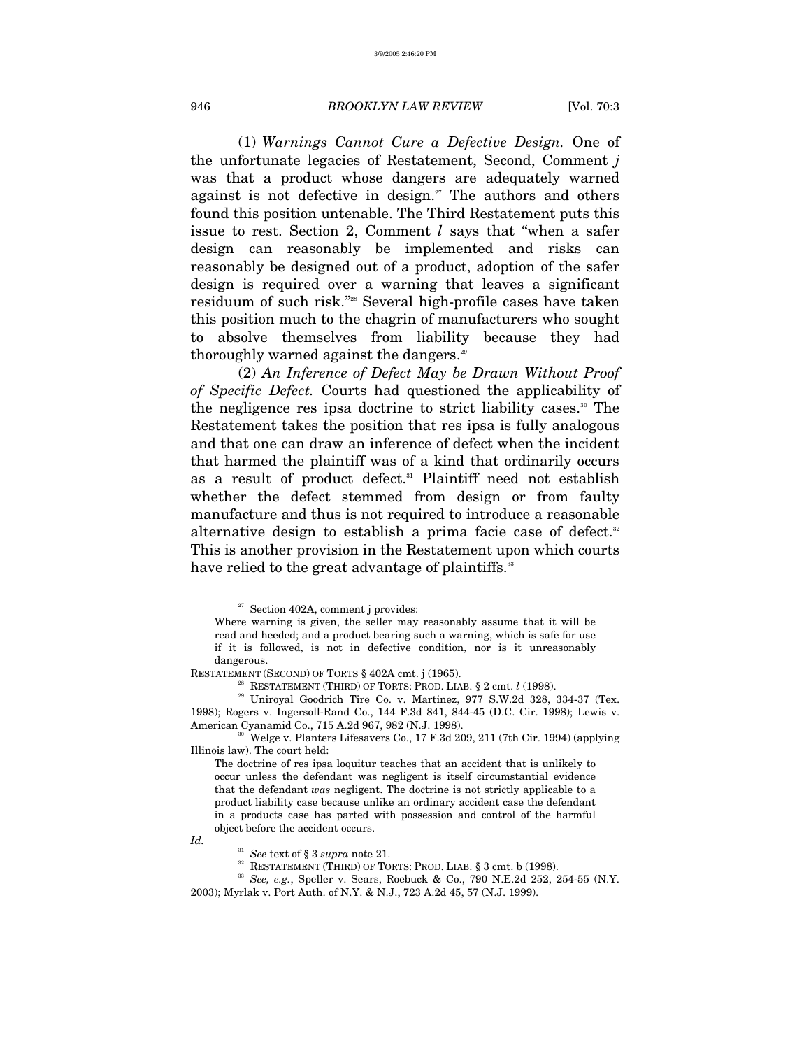(1) *Warnings Cannot Cure a Defective Design.* One of the unfortunate legacies of Restatement, Second, Comment *j* was that a product whose dangers are adequately warned against is not defective in design.[27] The authors and others found this position untenable. The Third Restatement puts this issue to rest. Section 2, Comment *l* says that "when a safer design can reasonably be implemented and risks can reasonably be designed out of a product, adoption of the safer design is required over a warning that leaves a significant residuum of such risk."[28] Several high-profile cases have taken this position much to the chagrin of manufacturers who sought to absolve themselves from liability because they had thoroughly warned against the dangers.[29]

(2) *An Inference of Defect May be Drawn Without Proof of Specific Defect.* Courts had questioned the applicability of the negligence res ipsa doctrine to strict liability cases.[30] The Restatement takes the position that res ipsa is fully analogous and that one can draw an inference of defect when the incident that harmed the plaintiff was of a kind that ordinarily occurs as a result of product defect.[31] Plaintiff need not establish whether the defect stemmed from design or from faulty manufacture and thus is not required to introduce a reasonable alternative design to establish a prima facie case of defect.[32] This is another provision in the Restatement upon which courts have relied to the great advantage of plaintiffs.[33]

---

[27] Section 402A, comment j provides:

> Where warning is given, the seller may reasonably assume that it will be read and heeded; and a product bearing such a warning, which is safe for use if it is followed, is not in defective condition, nor is it unreasonably dangerous.

RESTATEMENT (SECOND) OF TORTS § 402A cmt. j (1965).

[28] RESTATEMENT (THIRD) OF TORTS: PROD. LIAB. § 2 cmt. *l* (1998).

[29] Uniroyal Goodrich Tire Co. v. Martinez, 977 S.W.2d 328, 334-37 (Tex. 1998); Rogers v. Ingersoll-Rand Co., 144 F.3d 841, 844-45 (D.C. Cir. 1998); Lewis v. American Cyanamid Co., 715 A.2d 967, 982 (N.J. 1998).

[30] Welge v. Planters Lifesavers Co., 17 F.3d 209, 211 (7th Cir. 1994) (applying Illinois law). The court held:

> The doctrine of res ipsa loquitur teaches that an accident that is unlikely to occur unless the defendant was negligent is itself circumstantial evidence that the defendant *was* negligent. The doctrine is not strictly applicable to a product liability case because unlike an ordinary accident case the defendant in a products case has parted with possession and control of the harmful object before the accident occurs.

*Id.*

[31] *See* text of § 3 *supra* note 21.

[32] RESTATEMENT (THIRD) OF TORTS: PROD. LIAB. § 3 cmt. b (1998).

[33] *See, e.g.*, Speller v. Sears, Roebuck & Co., 790 N.E.2d 252, 254-55 (N.Y. 2003); Myrlak v. Port Auth. of N.Y. & N.J., 723 A.2d 45, 57 (N.J. 1999).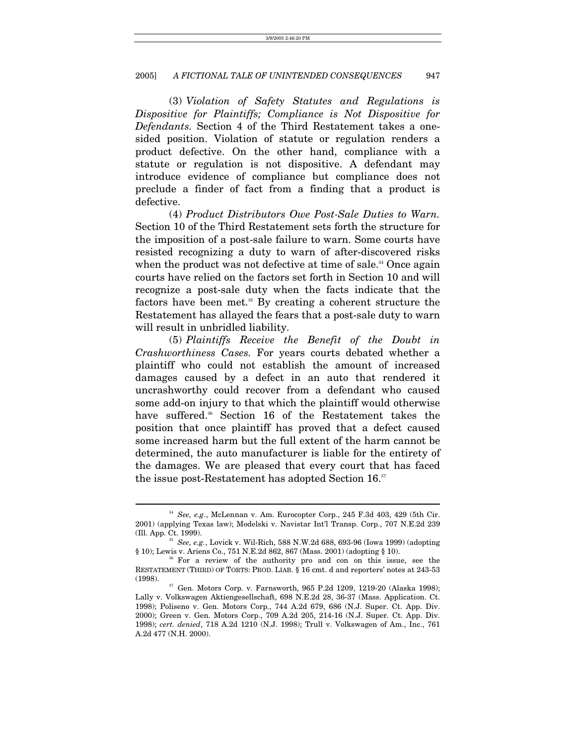(3) *Violation of Safety Statutes and Regulations is Dispositive for Plaintiffs; Compliance is Not Dispositive for Defendants.* Section 4 of the Third Restatement takes a one-sided position. Violation of statute or regulation renders a product defective. On the other hand, compliance with a statute or regulation is not dispositive. A defendant may introduce evidence of compliance but compliance does not preclude a finder of fact from a finding that a product is defective.

(4) *Product Distributors Owe Post-Sale Duties to Warn.* Section 10 of the Third Restatement sets forth the structure for the imposition of a post-sale failure to warn. Some courts have resisted recognizing a duty to warn of after-discovered risks when the product was not defective at time of sale.[34] Once again courts have relied on the factors set forth in Section 10 and will recognize a post-sale duty when the facts indicate that the factors have been met.[35] By creating a coherent structure the Restatement has allayed the fears that a post-sale duty to warn will result in unbridled liability.

(5) *Plaintiffs Receive the Benefit of the Doubt in Crashworthiness Cases.* For years courts debated whether a plaintiff who could not establish the amount of increased damages caused by a defect in an auto that rendered it uncrashworthy could recover from a defendant who caused some add-on injury to that which the plaintiff would otherwise have suffered.[36] Section 16 of the Restatement takes the position that once plaintiff has proved that a defect caused some increased harm but the full extent of the harm cannot be determined, the auto manufacturer is liable for the entirety of the damages. We are pleased that every court that has faced the issue post-Restatement has adopted Section 16.[37]

---

[34] *See, e.g.*, McLennan v. Am. Eurocopter Corp., 245 F.3d 403, 429 (5th Cir. 2001) (applying Texas law); Modelski v. Navistar Int'l Transp. Corp., 707 N.E.2d 239 (Ill. App. Ct. 1999).

[35] *See, e.g.*, Lovick v. Wil-Rich, 588 N.W.2d 688, 693-96 (Iowa 1999) (adopting § 10); Lewis v. Ariens Co., 751 N.E.2d 862, 867 (Mass. 2001) (adopting § 10).

[36] For a review of the authority pro and con on this issue, see the RESTATEMENT (THIRD) OF TORTS: PROD. LIAB. § 16 cmt. d and reporters' notes at 243-53 (1998).

[37] Gen. Motors Corp. v. Farnsworth, 965 P.2d 1209, 1219-20 (Alaska 1998); Lally v. Volkswagen Aktiengesellschaft, 698 N.E.2d 28, 36-37 (Mass. Application. Ct. 1998); Poliseno v. Gen. Motors Corp., 744 A.2d 679, 686 (N.J. Super. Ct. App. Div. 2000); Green v. Gen. Motors Corp., 709 A.2d 205, 214-16 (N.J. Super. Ct. App. Div. 1998); *cert. denied*, 718 A.2d 1210 (N.J. 1998); Trull v. Volkswagen of Am., Inc., 761 A.2d 477 (N.H. 2000).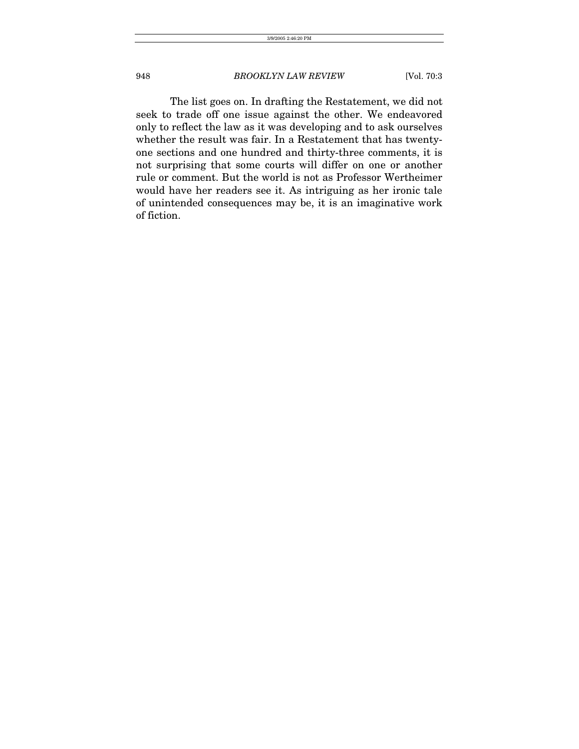The list goes on. In drafting the Restatement, we did not seek to trade off one issue against the other. We endeavored only to reflect the law as it was developing and to ask ourselves whether the result was fair. In a Restatement that has twenty-one sections and one hundred and thirty-three comments, it is not surprising that some courts will differ on one or another rule or comment. But the world is not as Professor Wertheimer would have her readers see it. As intriguing as her ironic tale of unintended consequences may be, it is an imaginative work of fiction.